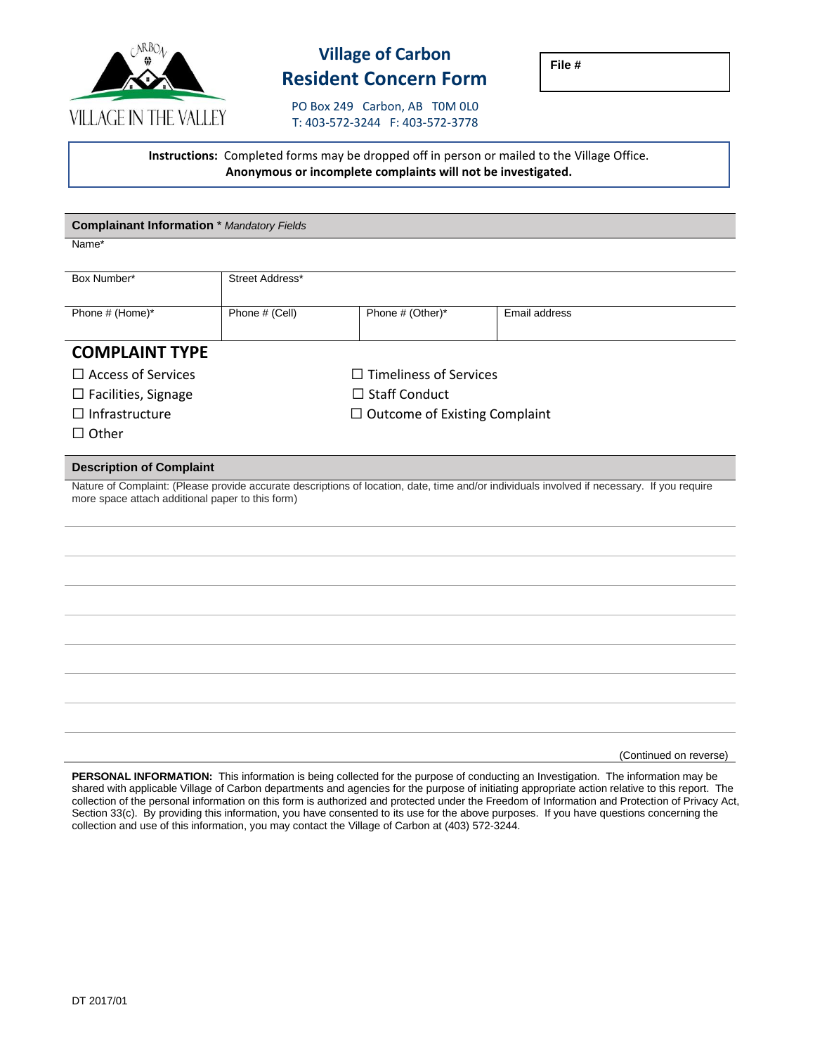VILLAGE IN THE VALLEY

# Village of Carbon
## Resident Concern Form

PO Box 249 Carbon, AB T0M 0L0
T: 403-572-3244 F: 403-572-3778

**File #**

**Instructions:** Completed forms may be dropped off in person or mailed to the Village Office.
**Anonymous or incomplete complaints will not be investigated.**

**Complainant Information** * *Mandatory Fields*

| Name* | | | |
|---|---|---|---|
| Box Number* | Street Address* | | |
| Phone # (Home)* | Phone # (Cell) | Phone # (Other)* | Email address |

## COMPLAINT TYPE

☐ Access of Services
☐ Facilities, Signage
☐ Infrastructure
☐ Other
☐ Timeliness of Services
☐ Staff Conduct
☐ Outcome of Existing Complaint

**Description of Complaint**

Nature of Complaint: (Please provide accurate descriptions of location, date, time and/or individuals involved if necessary. If you require more space attach additional paper to this form)

(Continued on reverse)

**PERSONAL INFORMATION:** This information is being collected for the purpose of conducting an Investigation. The information may be shared with applicable Village of Carbon departments and agencies for the purpose of initiating appropriate action relative to this report. The collection of the personal information on this form is authorized and protected under the Freedom of Information and Protection of Privacy Act, Section 33(c). By providing this information, you have consented to its use for the above purposes. If you have questions concerning the collection and use of this information, you may contact the Village of Carbon at (403) 572-3244.

DT 2017/01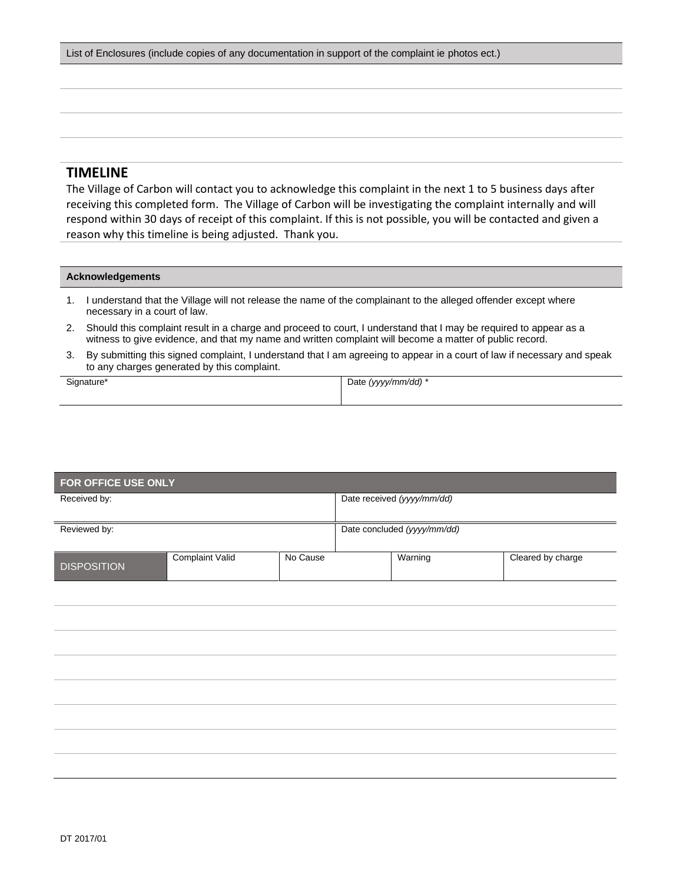| List of Enclosures (include copies of any documentation in support of the complaint ie photos ect.) |
| --- |
| |
| |
| |
| |

## TIMELINE

The Village of Carbon will contact you to acknowledge this complaint in the next 1 to 5 business days after receiving this completed form. The Village of Carbon will be investigating the complaint internally and will respond within 30 days of receipt of this complaint. If this is not possible, you will be contacted and given a reason why this timeline is being adjusted. Thank you.

**Acknowledgements**

1. I understand that the Village will not release the name of the complainant to the alleged offender except where necessary in a court of law.
2. Should this complaint result in a charge and proceed to court, I understand that I may be required to appear as a witness to give evidence, and that my name and written complaint will become a matter of public record.
3. By submitting this signed complaint, I understand that I am agreeing to appear in a court of law if necessary and speak to any charges generated by this complaint.

| Signature* | Date *(yyyy/mm/dd)* * |
| --- | --- |
| | |

| FOR OFFICE USE ONLY | | | | |
| --- | --- | --- | --- | --- |
| Received by: | | Date received *(yyyy/mm/dd)* | | |
| Reviewed by: | | Date concluded *(yyyy/mm/dd)* | | |
| DISPOSITION | Complaint Valid | No Cause | Warning | Cleared by charge |

DT 2017/01